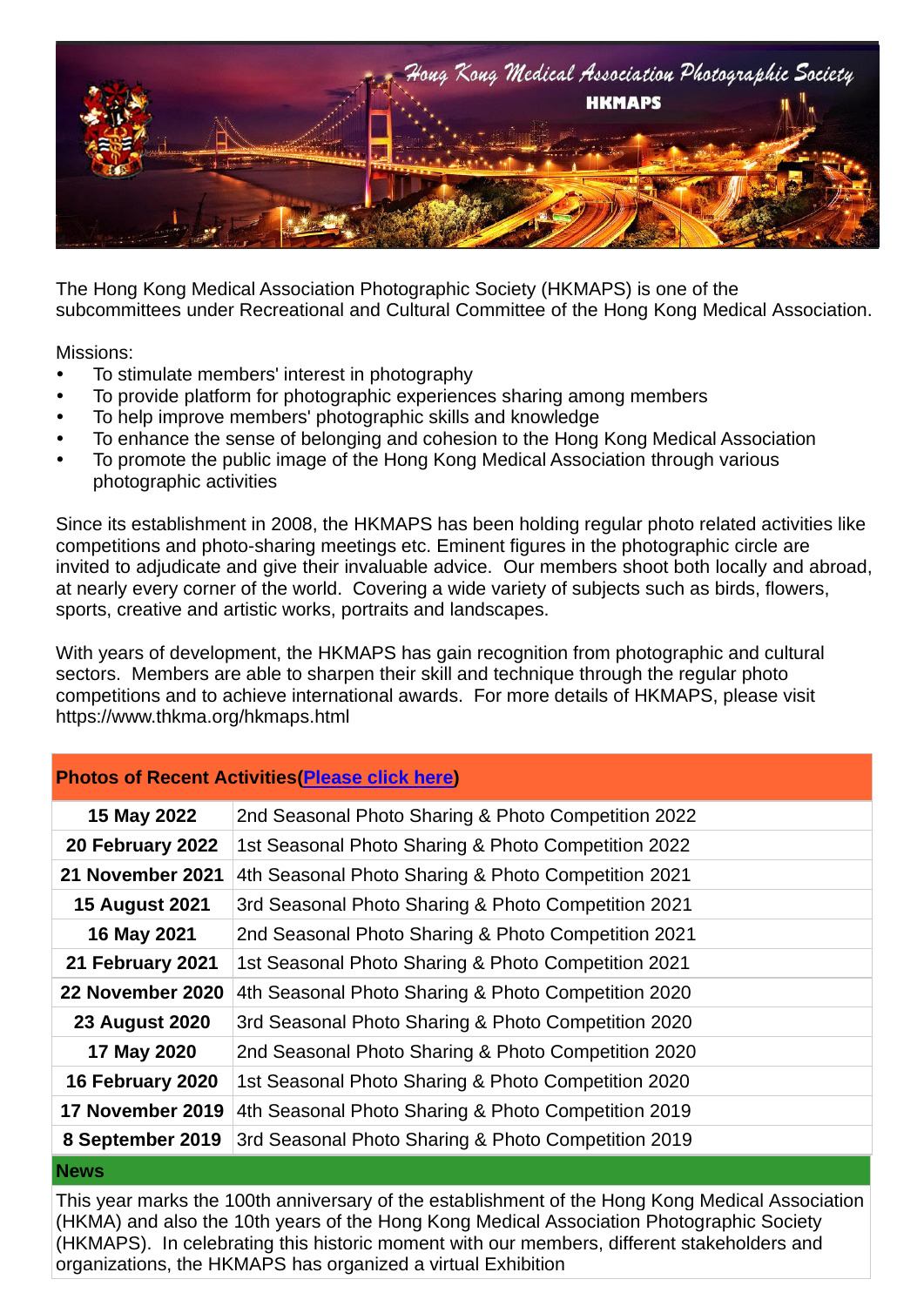# Hong Kong Medical Association Photographic Society

## HKMAPS

The Hong Kong Medical Association Photographic Society (HKMAPS) is one of the subcommittees under Recreational and Cultural Committee of the Hong Kong Medical Association.

Missions:

- To stimulate members' interest in photography
- To provide platform for photographic experiences sharing among members
- To help improve members' photographic skills and knowledge
- To enhance the sense of belonging and cohesion to the Hong Kong Medical Association
- To promote the public image of the Hong Kong Medical Association through various photographic activities

Since its establishment in 2008, the HKMAPS has been holding regular photo related activities like competitions and photo-sharing meetings etc. Eminent figures in the photographic circle are invited to adjudicate and give their invaluable advice. Our members shoot both locally and abroad, at nearly every corner of the world. Covering a wide variety of subjects such as birds, flowers, sports, creative and artistic works, portraits and landscapes.

With years of development, the HKMAPS has gain recognition from photographic and cultural sectors. Members are able to sharpen their skill and technique through the regular photo competitions and to achieve international awards. For more details of HKMAPS, please visit https://www.thkma.org/hkmaps.html

| **Photos of Recent Activities(Please click here)** | |
|---|---|
| **15 May 2022** | 2nd Seasonal Photo Sharing & Photo Competition 2022 |
| **20 February 2022** | 1st Seasonal Photo Sharing & Photo Competition 2022 |
| **21 November 2021** | 4th Seasonal Photo Sharing & Photo Competition 2021 |
| **15 August 2021** | 3rd Seasonal Photo Sharing & Photo Competition 2021 |
| **16 May 2021** | 2nd Seasonal Photo Sharing & Photo Competition 2021 |
| **21 February 2021** | 1st Seasonal Photo Sharing & Photo Competition 2021 |
| **22 November 2020** | 4th Seasonal Photo Sharing & Photo Competition 2020 |
| **23 August 2020** | 3rd Seasonal Photo Sharing & Photo Competition 2020 |
| **17 May 2020** | 2nd Seasonal Photo Sharing & Photo Competition 2020 |
| **16 February 2020** | 1st Seasonal Photo Sharing & Photo Competition 2020 |
| **17 November 2019** | 4th Seasonal Photo Sharing & Photo Competition 2019 |
| **8 September 2019** | 3rd Seasonal Photo Sharing & Photo Competition 2019 |

**News**

This year marks the 100th anniversary of the establishment of the Hong Kong Medical Association (HKMA) and also the 10th years of the Hong Kong Medical Association Photographic Society (HKMAPS). In celebrating this historic moment with our members, different stakeholders and organizations, the HKMAPS has organized a virtual Exhibition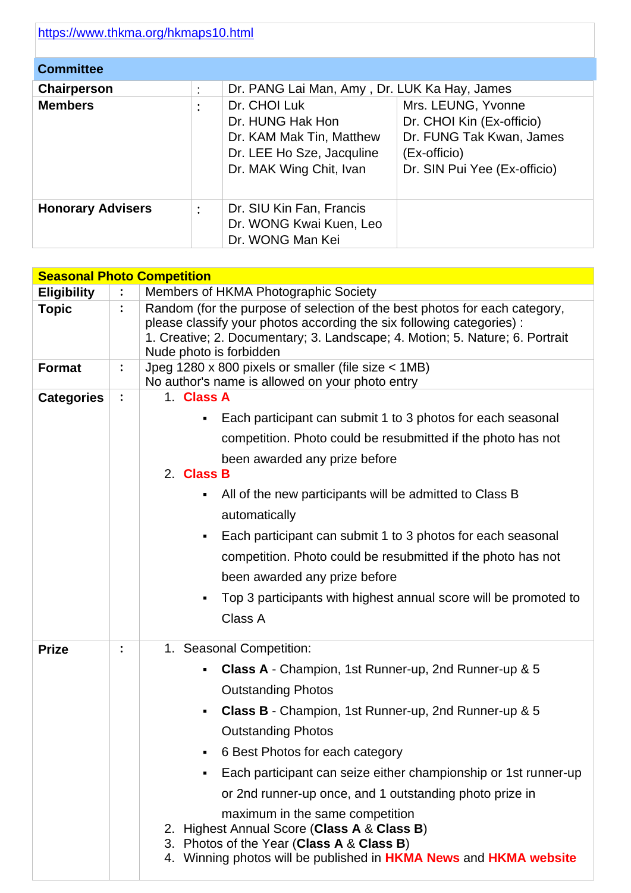https://www.thkma.org/hkmaps10.html

| Committee | | | |
|---|---|---|---|
| **Chairperson** | : | Dr. PANG Lai Man, Amy , Dr. LUK Ka Hay, James | |
| **Members** | : | Dr. CHOI Luk<br>Dr. HUNG Hak Hon<br>Dr. KAM Mak Tin, Matthew<br>Dr. LEE Ho Sze, Jacquline<br>Dr. MAK Wing Chit, Ivan | Mrs. LEUNG, Yvonne<br>Dr. CHOI Kin (Ex-officio)<br>Dr. FUNG Tak Kwan, James (Ex-officio)<br>Dr. SIN Pui Yee (Ex-officio) |
| **Honorary Advisers** | : | Dr. SIU Kin Fan, Francis<br>Dr. WONG Kwai Kuen, Leo<br>Dr. WONG Man Kei | |

| Seasonal Photo Competition | | |
|---|---|---|
| **Eligibility** | : | Members of HKMA Photographic Society |
| **Topic** | : | Random (for the purpose of selection of the best photos for each category, please classify your photos according the six following categories) :<br>1. Creative; 2. Documentary; 3. Landscape; 4. Motion; 5. Nature; 6. Portrait<br>Nude photo is forbidden |
| **Format** | : | Jpeg 1280 x 800 pixels or smaller (file size < 1MB)<br>No author's name is allowed on your photo entry |
| **Categories** | : | 1. **Class A**<br>▪ Each participant can submit 1 to 3 photos for each seasonal competition. Photo could be resubmitted if the photo has not been awarded any prize before<br>2. **Class B**<br>▪ All of the new participants will be admitted to Class B automatically<br>▪ Each participant can submit 1 to 3 photos for each seasonal competition. Photo could be resubmitted if the photo has not been awarded any prize before<br>▪ Top 3 participants with highest annual score will be promoted to Class A |
| **Prize** | : | 1. Seasonal Competition:<br>▪ **Class A** - Champion, 1st Runner-up, 2nd Runner-up & 5 Outstanding Photos<br>▪ **Class B** - Champion, 1st Runner-up, 2nd Runner-up & 5 Outstanding Photos<br>▪ 6 Best Photos for each category<br>▪ Each participant can seize either championship or 1st runner-up or 2nd runner-up once, and 1 outstanding photo prize in maximum in the same competition<br>2. Highest Annual Score (**Class A** & **Class B**)<br>3. Photos of the Year (**Class A** & **Class B**)<br>4. Winning photos will be published in **HKMA News** and **HKMA website** |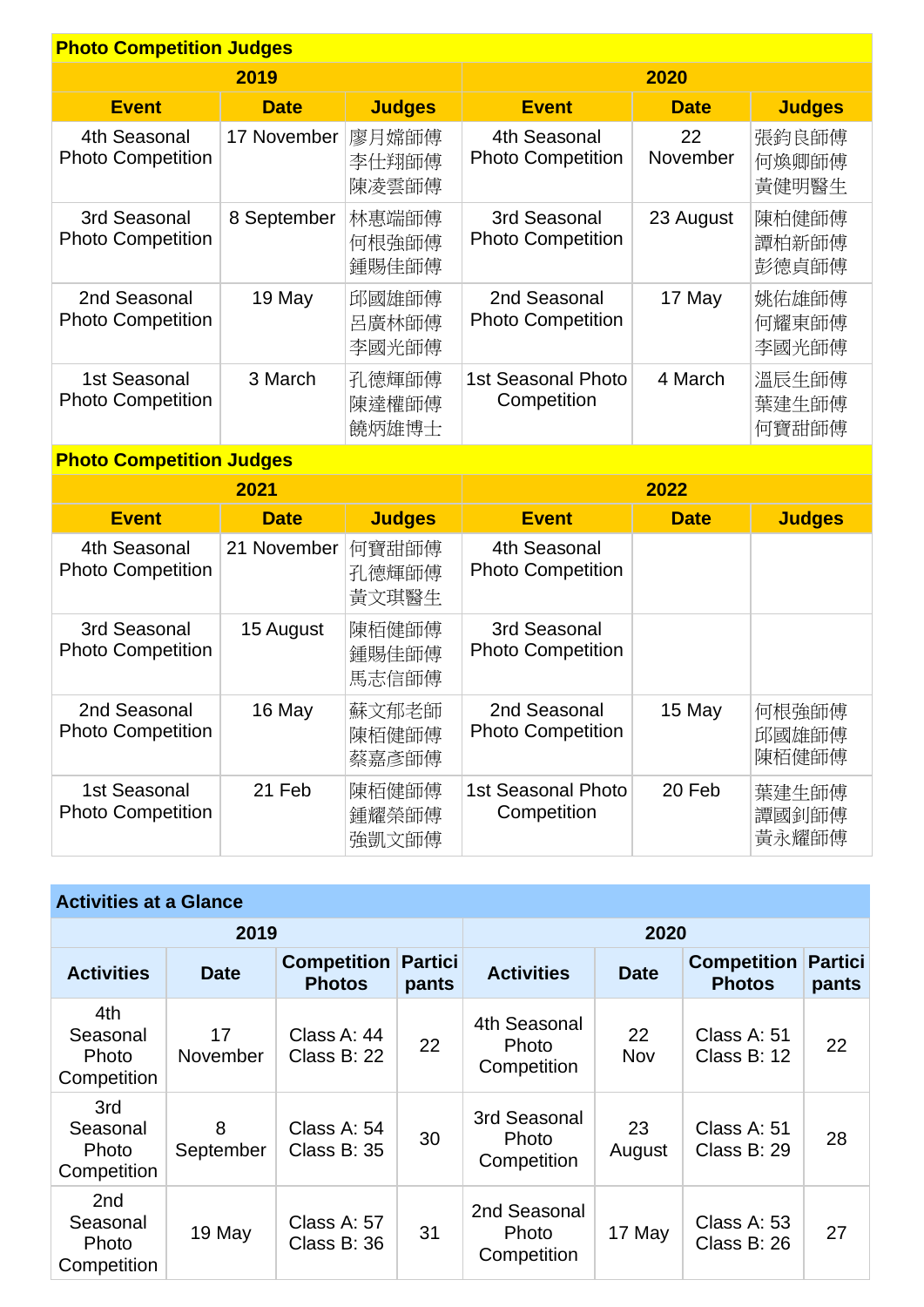## Photo Competition Judges

| 2019 | | | 2020 | | |
|---|---|---|---|---|---|
| Event | Date | Judges | Event | Date | Judges |
| 4th Seasonal Photo Competition | 17 November | 廖月嫦師傅<br>李仕翔師傅<br>陳凌雲師傅 | 4th Seasonal Photo Competition | 22 November | 張鈞良師傅<br>何煥卿師傅<br>黃健明醫生 |
| 3rd Seasonal Photo Competition | 8 September | 林惠端師傅<br>何根強師傅<br>鍾賜佳師傅 | 3rd Seasonal Photo Competition | 23 August | 陳柏健師傅<br>譚柏新師傅<br>彭德貞師傅 |
| 2nd Seasonal Photo Competition | 19 May | 邱國雄師傅<br>呂廣林師傅<br>李國光師傅 | 2nd Seasonal Photo Competition | 17 May | 姚佑雄師傅<br>何耀東師傅<br>李國光師傅 |
| 1st Seasonal Photo Competition | 3 March | 孔德輝師傅<br>陳達權師傅<br>饒炳雄博士 | 1st Seasonal Photo Competition | 4 March | 溫辰生師傅<br>葉建生師傅<br>何寶甜師傅 |

## Photo Competition Judges

| 2021 | | | 2022 | | |
|---|---|---|---|---|---|
| Event | Date | Judges | Event | Date | Judges |
| 4th Seasonal Photo Competition | 21 November | 何寶甜師傅<br>孔德輝師傅<br>黃文琪醫生 | 4th Seasonal Photo Competition | | |
| 3rd Seasonal Photo Competition | 15 August | 陳栢健師傅<br>鍾賜佳師傅<br>馬志信師傅 | 3rd Seasonal Photo Competition | | |
| 2nd Seasonal Photo Competition | 16 May | 蘇文郁老師<br>陳栢健師傅<br>蔡嘉彥師傅 | 2nd Seasonal Photo Competition | 15 May | 何根強師傅<br>邱國雄師傅<br>陳栢健師傅 |
| 1st Seasonal Photo Competition | 21 Feb | 陳栢健師傅<br>鍾耀榮師傅<br>強凱文師傅 | 1st Seasonal Photo Competition | 20 Feb | 葉建生師傅<br>譚國釗師傅<br>黃永耀師傅 |

## Activities at a Glance

| 2019 | | | | 2020 | | | |
|---|---|---|---|---|---|---|---|
| Activities | Date | Competition Photos | Participants | Activities | Date | Competition Photos | Participants |
| 4th Seasonal Photo Competition | 17 November | Class A: 44<br>Class B: 22 | 22 | 4th Seasonal Photo Competition | 22 Nov | Class A: 51<br>Class B: 12 | 22 |
| 3rd Seasonal Photo Competition | 8 September | Class A: 54<br>Class B: 35 | 30 | 3rd Seasonal Photo Competition | 23 August | Class A: 51<br>Class B: 29 | 28 |
| 2nd Seasonal Photo Competition | 19 May | Class A: 57<br>Class B: 36 | 31 | 2nd Seasonal Photo Competition | 17 May | Class A: 53<br>Class B: 26 | 27 |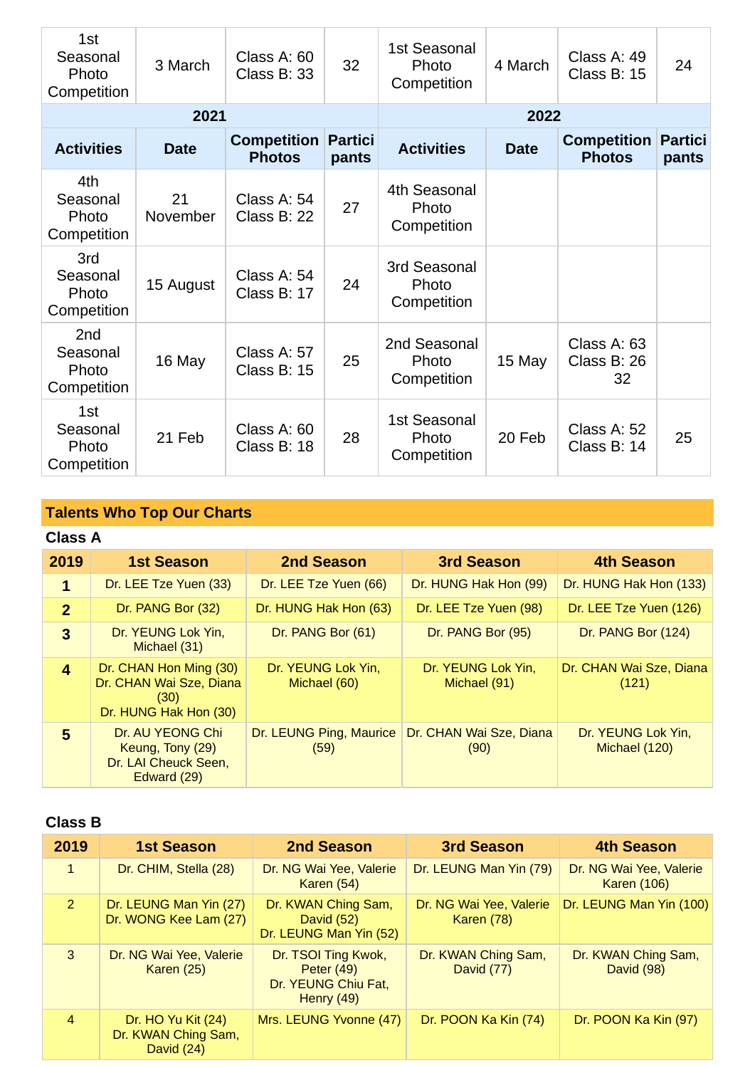| 1st Seasonal Photo Competition | 3 March | Class A: 60<br>Class B: 33 | 32 | 1st Seasonal Photo Competition | 4 March | Class A: 49<br>Class B: 15 | 24 |
|---|---|---|---|---|---|---|---|
| **2021** | | | | **2022** | | | |
| **Activities** | **Date** | **Competition Photos** | **Participants** | **Activities** | **Date** | **Competition Photos** | **Participants** |
| 4th Seasonal Photo Competition | 21 November | Class A: 54<br>Class B: 22 | 27 | 4th Seasonal Photo Competition | | | |
| 3rd Seasonal Photo Competition | 15 August | Class A: 54<br>Class B: 17 | 24 | 3rd Seasonal Photo Competition | | | |
| 2nd Seasonal Photo Competition | 16 May | Class A: 57<br>Class B: 15 | 25 | 2nd Seasonal Photo Competition | 15 May | Class A: 63<br>Class B: 26<br>32 | |
| 1st Seasonal Photo Competition | 21 Feb | Class A: 60<br>Class B: 18 | 28 | 1st Seasonal Photo Competition | 20 Feb | Class A: 52<br>Class B: 14 | 25 |

## Talents Who Top Our Charts

### Class A

| 2019 | 1st Season | 2nd Season | 3rd Season | 4th Season |
|---|---|---|---|---|
| 1 | Dr. LEE Tze Yuen (33) | Dr. LEE Tze Yuen (66) | Dr. HUNG Hak Hon (99) | Dr. HUNG Hak Hon (133) |
| 2 | Dr. PANG Bor (32) | Dr. HUNG Hak Hon (63) | Dr. LEE Tze Yuen (98) | Dr. LEE Tze Yuen (126) |
| 3 | Dr. YEUNG Lok Yin, Michael (31) | Dr. PANG Bor (61) | Dr. PANG Bor (95) | Dr. PANG Bor (124) |
| 4 | Dr. CHAN Hon Ming (30)<br>Dr. CHAN Wai Sze, Diana (30)<br>Dr. HUNG Hak Hon (30) | Dr. YEUNG Lok Yin, Michael (60) | Dr. YEUNG Lok Yin, Michael (91) | Dr. CHAN Wai Sze, Diana (121) |
| 5 | Dr. AU YEONG Chi Keung, Tony (29)<br>Dr. LAI Cheuck Seen, Edward (29) | Dr. LEUNG Ping, Maurice (59) | Dr. CHAN Wai Sze, Diana (90) | Dr. YEUNG Lok Yin, Michael (120) |

### Class B

| 2019 | 1st Season | 2nd Season | 3rd Season | 4th Season |
|---|---|---|---|---|
| 1 | Dr. CHIM, Stella (28) | Dr. NG Wai Yee, Valerie Karen (54) | Dr. LEUNG Man Yin (79) | Dr. NG Wai Yee, Valerie Karen (106) |
| 2 | Dr. LEUNG Man Yin (27)<br>Dr. WONG Kee Lam (27) | Dr. KWAN Ching Sam, David (52)<br>Dr. LEUNG Man Yin (52) | Dr. NG Wai Yee, Valerie Karen (78) | Dr. LEUNG Man Yin (100) |
| 3 | Dr. NG Wai Yee, Valerie Karen (25) | Dr. TSOI Ting Kwok, Peter (49)<br>Dr. YEUNG Chiu Fat, Henry (49) | Dr. KWAN Ching Sam, David (77) | Dr. KWAN Ching Sam, David (98) |
| 4 | Dr. HO Yu Kit (24)<br>Dr. KWAN Ching Sam, David (24) | Mrs. LEUNG Yvonne (47) | Dr. POON Ka Kin (74) | Dr. POON Ka Kin (97) |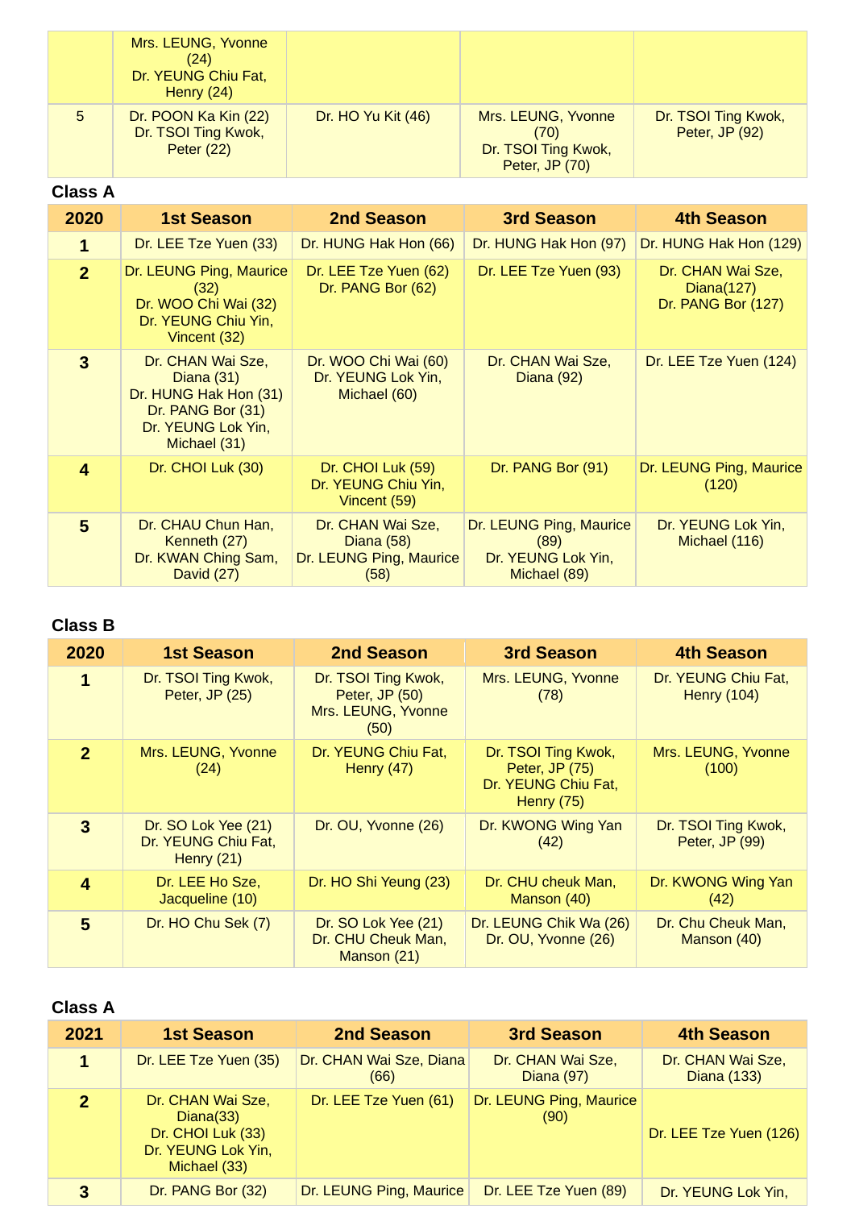| | | | | |
|---|---|---|---|---|
| | Mrs. LEUNG, Yvonne (24)<br>Dr. YEUNG Chiu Fat, Henry (24) | | | |
| 5 | Dr. POON Ka Kin (22)<br>Dr. TSOI Ting Kwok, Peter (22) | Dr. HO Yu Kit (46) | Mrs. LEUNG, Yvonne (70)<br>Dr. TSOI Ting Kwok, Peter, JP (70) | Dr. TSOI Ting Kwok, Peter, JP (92) |

**Class A**

| 2020 | 1st Season | 2nd Season | 3rd Season | 4th Season |
|---|---|---|---|---|
| **1** | Dr. LEE Tze Yuen (33) | Dr. HUNG Hak Hon (66) | Dr. HUNG Hak Hon (97) | Dr. HUNG Hak Hon (129) |
| **2** | Dr. LEUNG Ping, Maurice (32)<br>Dr. WOO Chi Wai (32)<br>Dr. YEUNG Chiu Yin, Vincent (32) | Dr. LEE Tze Yuen (62)<br>Dr. PANG Bor (62) | Dr. LEE Tze Yuen (93) | Dr. CHAN Wai Sze, Diana(127)<br>Dr. PANG Bor (127) |
| **3** | Dr. CHAN Wai Sze, Diana (31)<br>Dr. HUNG Hak Hon (31)<br>Dr. PANG Bor (31)<br>Dr. YEUNG Lok Yin, Michael (31) | Dr. WOO Chi Wai (60)<br>Dr. YEUNG Lok Yin, Michael (60) | Dr. CHAN Wai Sze, Diana (92) | Dr. LEE Tze Yuen (124) |
| **4** | Dr. CHOI Luk (30) | Dr. CHOI Luk (59)<br>Dr. YEUNG Chiu Yin, Vincent (59) | Dr. PANG Bor (91) | Dr. LEUNG Ping, Maurice (120) |
| **5** | Dr. CHAU Chun Han, Kenneth (27)<br>Dr. KWAN Ching Sam, David (27) | Dr. CHAN Wai Sze, Diana (58)<br>Dr. LEUNG Ping, Maurice (58) | Dr. LEUNG Ping, Maurice (89)<br>Dr. YEUNG Lok Yin, Michael (89) | Dr. YEUNG Lok Yin, Michael (116) |

**Class B**

| 2020 | 1st Season | 2nd Season | 3rd Season | 4th Season |
|---|---|---|---|---|
| **1** | Dr. TSOI Ting Kwok, Peter, JP (25) | Dr. TSOI Ting Kwok, Peter, JP (50)<br>Mrs. LEUNG, Yvonne (50) | Mrs. LEUNG, Yvonne (78) | Dr. YEUNG Chiu Fat, Henry (104) |
| **2** | Mrs. LEUNG, Yvonne (24) | Dr. YEUNG Chiu Fat, Henry (47) | Dr. TSOI Ting Kwok, Peter, JP (75)<br>Dr. YEUNG Chiu Fat, Henry (75) | Mrs. LEUNG, Yvonne (100) |
| **3** | Dr. SO Lok Yee (21)<br>Dr. YEUNG Chiu Fat, Henry (21) | Dr. OU, Yvonne (26) | Dr. KWONG Wing Yan (42) | Dr. TSOI Ting Kwok, Peter, JP (99) |
| **4** | Dr. LEE Ho Sze, Jacqueline (10) | Dr. HO Shi Yeung (23) | Dr. CHU cheuk Man, Manson (40) | Dr. KWONG Wing Yan (42) |
| **5** | Dr. HO Chu Sek (7) | Dr. SO Lok Yee (21)<br>Dr. CHU Cheuk Man, Manson (21) | Dr. LEUNG Chik Wa (26)<br>Dr. OU, Yvonne (26) | Dr. Chu Cheuk Man, Manson (40) |

**Class A**

| 2021 | 1st Season | 2nd Season | 3rd Season | 4th Season |
|---|---|---|---|---|
| **1** | Dr. LEE Tze Yuen (35) | Dr. CHAN Wai Sze, Diana (66) | Dr. CHAN Wai Sze, Diana (97) | Dr. CHAN Wai Sze, Diana (133) |
| **2** | Dr. CHAN Wai Sze, Diana(33)<br>Dr. CHOI Luk (33)<br>Dr. YEUNG Lok Yin, Michael (33) | Dr. LEE Tze Yuen (61) | Dr. LEUNG Ping, Maurice (90) | Dr. LEE Tze Yuen (126) |
| **3** | Dr. PANG Bor (32) | Dr. LEUNG Ping, Maurice | Dr. LEE Tze Yuen (89) | Dr. YEUNG Lok Yin, |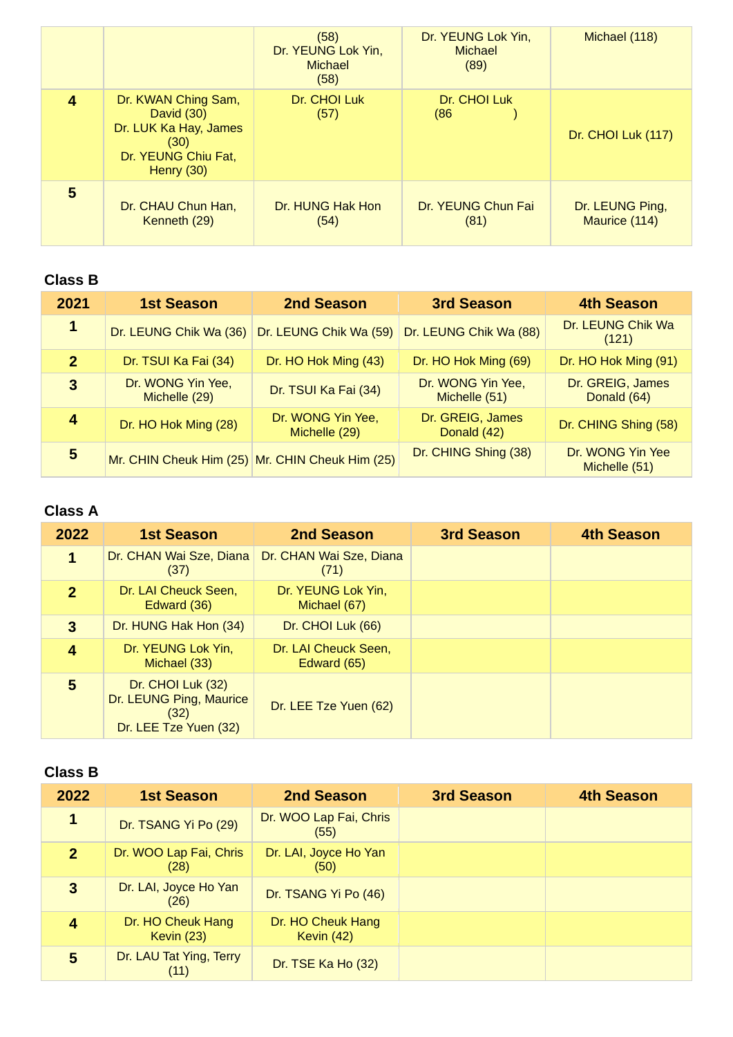| | | | | |
|---|---|---|---|---|
| | | (58) Dr. YEUNG Lok Yin, Michael (58) | Dr. YEUNG Lok Yin, Michael (89) | Michael (118) |
| 4 | Dr. KWAN Ching Sam, David (30) Dr. LUK Ka Hay, James (30) Dr. YEUNG Chiu Fat, Henry (30) | Dr. CHOI Luk (57) | Dr. CHOI Luk (86 ) | Dr. CHOI Luk (117) |
| 5 | Dr. CHAU Chun Han, Kenneth (29) | Dr. HUNG Hak Hon (54) | Dr. YEUNG Chun Fai (81) | Dr. LEUNG Ping, Maurice (114) |

**Class B**

| 2021 | 1st Season | 2nd Season | 3rd Season | 4th Season |
|---|---|---|---|---|
| 1 | Dr. LEUNG Chik Wa (36) | Dr. LEUNG Chik Wa (59) | Dr. LEUNG Chik Wa (88) | Dr. LEUNG Chik Wa (121) |
| 2 | Dr. TSUI Ka Fai (34) | Dr. HO Hok Ming (43) | Dr. HO Hok Ming (69) | Dr. HO Hok Ming (91) |
| 3 | Dr. WONG Yin Yee, Michelle (29) | Dr. TSUI Ka Fai (34) | Dr. WONG Yin Yee, Michelle (51) | Dr. GREIG, James Donald (64) |
| 4 | Dr. HO Hok Ming (28) | Dr. WONG Yin Yee, Michelle (29) | Dr. GREIG, James Donald (42) | Dr. CHING Shing (58) |
| 5 | Mr. CHIN Cheuk Him (25) | Mr. CHIN Cheuk Him (25) | Dr. CHING Shing (38) | Dr. WONG Yin Yee Michelle (51) |

**Class A**

| 2022 | 1st Season | 2nd Season | 3rd Season | 4th Season |
|---|---|---|---|---|
| 1 | Dr. CHAN Wai Sze, Diana (37) | Dr. CHAN Wai Sze, Diana (71) | | |
| 2 | Dr. LAI Cheuck Seen, Edward (36) | Dr. YEUNG Lok Yin, Michael (67) | | |
| 3 | Dr. HUNG Hak Hon (34) | Dr. CHOI Luk (66) | | |
| 4 | Dr. YEUNG Lok Yin, Michael (33) | Dr. LAI Cheuck Seen, Edward (65) | | |
| 5 | Dr. CHOI Luk (32) Dr. LEUNG Ping, Maurice (32) Dr. LEE Tze Yuen (32) | Dr. LEE Tze Yuen (62) | | |

**Class B**

| 2022 | 1st Season | 2nd Season | 3rd Season | 4th Season |
|---|---|---|---|---|
| 1 | Dr. TSANG Yi Po (29) | Dr. WOO Lap Fai, Chris (55) | | |
| 2 | Dr. WOO Lap Fai, Chris (28) | Dr. LAI, Joyce Ho Yan (50) | | |
| 3 | Dr. LAI, Joyce Ho Yan (26) | Dr. TSANG Yi Po (46) | | |
| 4 | Dr. HO Cheuk Hang Kevin (23) | Dr. HO Cheuk Hang Kevin (42) | | |
| 5 | Dr. LAU Tat Ying, Terry (11) | Dr. TSE Ka Ho (32) | | |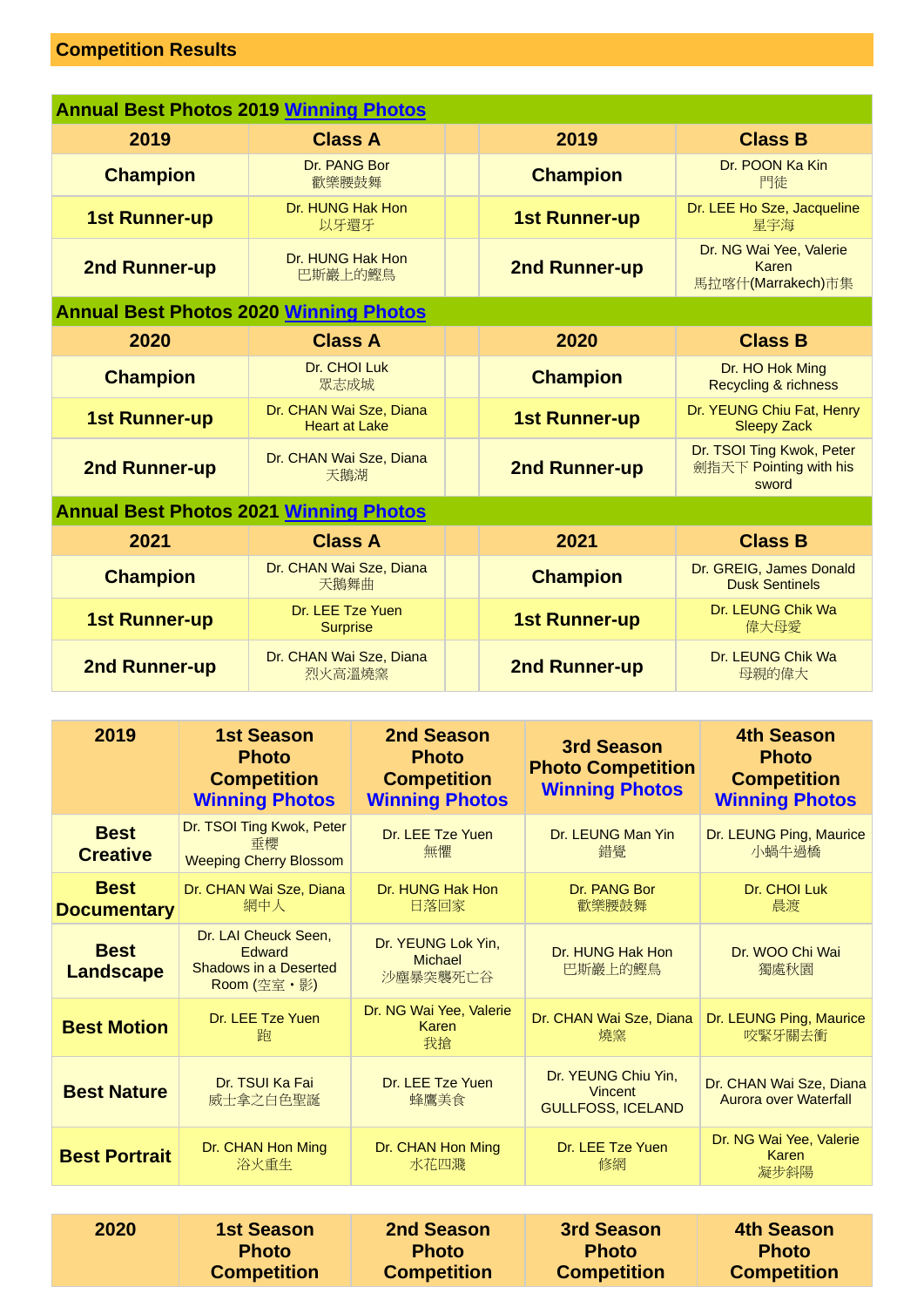## Competition Results

| Annual Best Photos 2019 Winning Photos | | | | |
|---|---|---|---|---|
| **2019** | **Class A** | | **2019** | **Class B** |
| **Champion** | Dr. PANG Bor 歡樂腰鼓舞 | | **Champion** | Dr. POON Ka Kin 門徒 |
| **1st Runner-up** | Dr. HUNG Hak Hon 以牙還牙 | | **1st Runner-up** | Dr. LEE Ho Sze, Jacqueline 星宇海 |
| **2nd Runner-up** | Dr. HUNG Hak Hon 巴斯巖上的鰹鳥 | | **2nd Runner-up** | Dr. NG Wai Yee, Valerie Karen 馬拉喀什(Marrakech)市集 |
| **Annual Best Photos 2020 Winning Photos** | | | | |
| **2020** | **Class A** | | **2020** | **Class B** |
| **Champion** | Dr. CHOI Luk 眾志成城 | | **Champion** | Dr. HO Hok Ming Recycling & richness |
| **1st Runner-up** | Dr. CHAN Wai Sze, Diana Heart at Lake | | **1st Runner-up** | Dr. YEUNG Chiu Fat, Henry Sleepy Zack |
| **2nd Runner-up** | Dr. CHAN Wai Sze, Diana 天鵝湖 | | **2nd Runner-up** | Dr. TSOI Ting Kwok, Peter 劍指天下 Pointing with his sword |
| **Annual Best Photos 2021 Winning Photos** | | | | |
| **2021** | **Class A** | | **2021** | **Class B** |
| **Champion** | Dr. CHAN Wai Sze, Diana 天鵝舞曲 | | **Champion** | Dr. GREIG, James Donald Dusk Sentinels |
| **1st Runner-up** | Dr. LEE Tze Yuen Surprise | | **1st Runner-up** | Dr. LEUNG Chik Wa 偉大母愛 |
| **2nd Runner-up** | Dr. CHAN Wai Sze, Diana 烈火高溫燒窯 | | **2nd Runner-up** | Dr. LEUNG Chik Wa 母親的偉大 |

| 2019 | 1st Season Photo Competition Winning Photos | 2nd Season Photo Competition Winning Photos | 3rd Season Photo Competition Winning Photos | 4th Season Photo Competition Winning Photos |
|---|---|---|---|---|
| **Best Creative** | Dr. TSOI Ting Kwok, Peter 垂櫻 Weeping Cherry Blossom | Dr. LEE Tze Yuen 無懼 | Dr. LEUNG Man Yin 錯覺 | Dr. LEUNG Ping, Maurice 小蝸牛過橋 |
| **Best Documentary** | Dr. CHAN Wai Sze, Diana 網中人 | Dr. HUNG Hak Hon 日落回家 | Dr. PANG Bor 歡樂腰鼓舞 | Dr. CHOI Luk 晨渡 |
| **Best Landscape** | Dr. LAI Cheuck Seen, Edward Shadows in a Deserted Room (空室・影) | Dr. YEUNG Lok Yin, Michael 沙塵暴突襲死亡谷 | Dr. HUNG Hak Hon 巴斯巖上的鰹鳥 | Dr. WOO Chi Wai 獨處秋園 |
| **Best Motion** | Dr. LEE Tze Yuen 跑 | Dr. NG Wai Yee, Valerie Karen 我搶 | Dr. CHAN Wai Sze, Diana 燒窯 | Dr. LEUNG Ping, Maurice 咬緊牙關去衝 |
| **Best Nature** | Dr. TSUI Ka Fai 威士拿之白色聖誕 | Dr. LEE Tze Yuen 蜂鷹美食 | Dr. YEUNG Chiu Yin, Vincent GULLFOSS, ICELAND | Dr. CHAN Wai Sze, Diana Aurora over Waterfall |
| **Best Portrait** | Dr. CHAN Hon Ming 浴火重生 | Dr. CHAN Hon Ming 水花四濺 | Dr. LEE Tze Yuen 修網 | Dr. NG Wai Yee, Valerie Karen 凝步斜陽 |

| 2020 | 1st Season Photo Competition | 2nd Season Photo Competition | 3rd Season Photo Competition | 4th Season Photo Competition |
|---|---|---|---|---|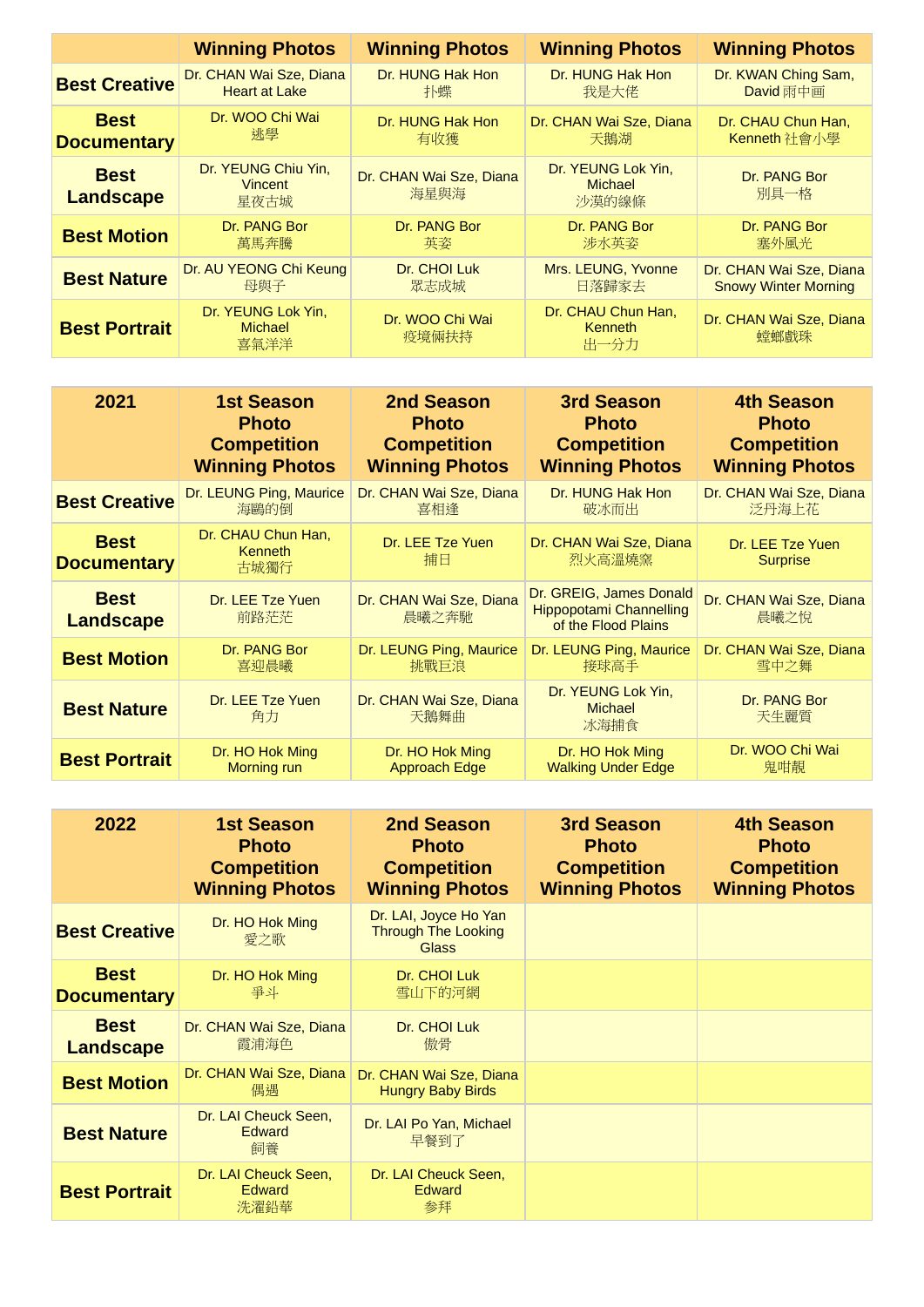| | Winning Photos | Winning Photos | Winning Photos | Winning Photos |
|---|---|---|---|---|
| **Best Creative** | Dr. CHAN Wai Sze, Diana<br>Heart at Lake | Dr. HUNG Hak Hon<br>扑蝶 | Dr. HUNG Hak Hon<br>我是大佬 | Dr. KWAN Ching Sam, David 雨中画 |
| **Best Documentary** | Dr. WOO Chi Wai<br>逃學 | Dr. HUNG Hak Hon<br>有收獲 | Dr. CHAN Wai Sze, Diana<br>天鵝湖 | Dr. CHAU Chun Han, Kenneth 社會小學 |
| **Best Landscape** | Dr. YEUNG Chiu Yin, Vincent<br>星夜古城 | Dr. CHAN Wai Sze, Diana<br>海星與海 | Dr. YEUNG Lok Yin, Michael<br>沙漠的線條 | Dr. PANG Bor<br>別具一格 |
| **Best Motion** | Dr. PANG Bor<br>萬馬奔騰 | Dr. PANG Bor<br>英姿 | Dr. PANG Bor<br>涉水英姿 | Dr. PANG Bor<br>塞外風光 |
| **Best Nature** | Dr. AU YEONG Chi Keung<br>母與子 | Dr. CHOI Luk<br>眾志成城 | Mrs. LEUNG, Yvonne<br>日落歸家去 | Dr. CHAN Wai Sze, Diana<br>Snowy Winter Morning |
| **Best Portrait** | Dr. YEUNG Lok Yin, Michael<br>喜氣洋洋 | Dr. WOO Chi Wai<br>疫境倆扶持 | Dr. CHAU Chun Han, Kenneth<br>出一分力 | Dr. CHAN Wai Sze, Diana<br>螳螂戲珠 |

| 2021 | 1st Season Photo Competition Winning Photos | 2nd Season Photo Competition Winning Photos | 3rd Season Photo Competition Winning Photos | 4th Season Photo Competition Winning Photos |
|---|---|---|---|---|
| **Best Creative** | Dr. LEUNG Ping, Maurice<br>海鷗的倒 | Dr. CHAN Wai Sze, Diana<br>喜相逢 | Dr. HUNG Hak Hon<br>破冰而出 | Dr. CHAN Wai Sze, Diana<br>泛丹海上花 |
| **Best Documentary** | Dr. CHAU Chun Han, Kenneth<br>古城獨行 | Dr. LEE Tze Yuen<br>捕日 | Dr. CHAN Wai Sze, Diana<br>烈火高溫燒窯 | Dr. LEE Tze Yuen<br>Surprise |
| **Best Landscape** | Dr. LEE Tze Yuen<br>前路茫茫 | Dr. CHAN Wai Sze, Diana<br>晨曦之奔馳 | Dr. GREIG, James Donald<br>Hippopotami Channelling of the Flood Plains | Dr. CHAN Wai Sze, Diana<br>晨曦之悅 |
| **Best Motion** | Dr. PANG Bor<br>喜迎晨曦 | Dr. LEUNG Ping, Maurice<br>挑戰巨浪 | Dr. LEUNG Ping, Maurice<br>接球高手 | Dr. CHAN Wai Sze, Diana<br>雪中之舞 |
| **Best Nature** | Dr. LEE Tze Yuen<br>角力 | Dr. CHAN Wai Sze, Diana<br>天鵝舞曲 | Dr. YEUNG Lok Yin, Michael<br>冰海捕食 | Dr. PANG Bor<br>天生麗質 |
| **Best Portrait** | Dr. HO Hok Ming<br>Morning run | Dr. HO Hok Ming<br>Approach Edge | Dr. HO Hok Ming<br>Walking Under Edge | Dr. WOO Chi Wai<br>鬼咁靚 |

| 2022 | 1st Season Photo Competition Winning Photos | 2nd Season Photo Competition Winning Photos | 3rd Season Photo Competition Winning Photos | 4th Season Photo Competition Winning Photos |
|---|---|---|---|---|
| **Best Creative** | Dr. HO Hok Ming<br>愛之歌 | Dr. LAI, Joyce Ho Yan<br>Through The Looking Glass | | |
| **Best Documentary** | Dr. HO Hok Ming<br>爭斗 | Dr. CHOI Luk<br>雪山下的河網 | | |
| **Best Landscape** | Dr. CHAN Wai Sze, Diana<br>霞浦海色 | Dr. CHOI Luk<br>傲骨 | | |
| **Best Motion** | Dr. CHAN Wai Sze, Diana<br>偶遇 | Dr. CHAN Wai Sze, Diana<br>Hungry Baby Birds | | |
| **Best Nature** | Dr. LAI Cheuck Seen, Edward<br>飼養 | Dr. LAI Po Yan, Michael<br>早餐到了 | | |
| **Best Portrait** | Dr. LAI Cheuck Seen, Edward<br>洗濯鉛華 | Dr. LAI Cheuck Seen, Edward<br>參拜 | | |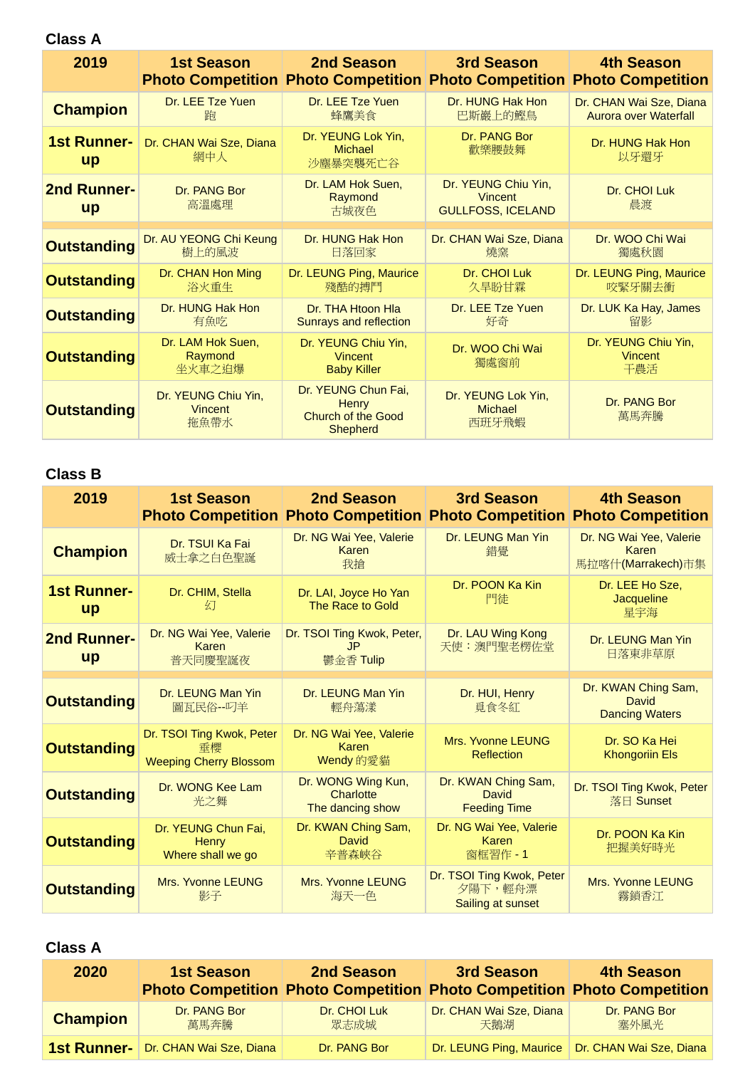**Class A**

| 2019 | 1st Season Photo Competition | 2nd Season Photo Competition | 3rd Season Photo Competition | 4th Season Photo Competition |
|---|---|---|---|---|
| Champion | Dr. LEE Tze Yuen 跑 | Dr. LEE Tze Yuen 蜂鷹美食 | Dr. HUNG Hak Hon 巴斯巖上的鰹鳥 | Dr. CHAN Wai Sze, Diana Aurora over Waterfall |
| 1st Runner-up | Dr. CHAN Wai Sze, Diana 網中人 | Dr. YEUNG Lok Yin, Michael 沙塵暴突襲死亡谷 | Dr. PANG Bor 歡樂腰鼓舞 | Dr. HUNG Hak Hon 以牙還牙 |
| 2nd Runner-up | Dr. PANG Bor 高溫處理 | Dr. LAM Hok Suen, Raymond 古城夜色 | Dr. YEUNG Chiu Yin, Vincent GULLFOSS, ICELAND | Dr. CHOI Luk 晨渡 |
| Outstanding | Dr. AU YEONG Chi Keung 樹上的風波 | Dr. HUNG Hak Hon 日落回家 | Dr. CHAN Wai Sze, Diana 燒窯 | Dr. WOO Chi Wai 獨處秋園 |
| Outstanding | Dr. CHAN Hon Ming 浴火重生 | Dr. LEUNG Ping, Maurice 殘酷的搏鬥 | Dr. CHOI Luk 久旱盼甘霖 | Dr. LEUNG Ping, Maurice 咬緊牙關去衝 |
| Outstanding | Dr. HUNG Hak Hon 有魚吃 | Dr. THA Htoon Hla Sunrays and reflection | Dr. LEE Tze Yuen 好奇 | Dr. LUK Ka Hay, James 留影 |
| Outstanding | Dr. LAM Hok Suen, Raymond 坐火車之迫爆 | Dr. YEUNG Chiu Yin, Vincent Baby Killer | Dr. WOO Chi Wai 獨處窗前 | Dr. YEUNG Chiu Yin, Vincent 千農活 |
| Outstanding | Dr. YEUNG Chiu Yin, Vincent 拖魚帶水 | Dr. YEUNG Chun Fai, Henry Church of the Good Shepherd | Dr. YEUNG Lok Yin, Michael 西班牙飛蝦 | Dr. PANG Bor 萬馬奔騰 |

**Class B**

| 2019 | 1st Season Photo Competition | 2nd Season Photo Competition | 3rd Season Photo Competition | 4th Season Photo Competition |
|---|---|---|---|---|
| Champion | Dr. TSUI Ka Fai 威士拿之白色聖誕 | Dr. NG Wai Yee, Valerie Karen 我搶 | Dr. LEUNG Man Yin 錯覺 | Dr. NG Wai Yee, Valerie Karen 馬拉喀什(Marrakech)市集 |
| 1st Runner-up | Dr. CHIM, Stella 幻 | Dr. LAI, Joyce Ho Yan The Race to Gold | Dr. POON Ka Kin 門徒 | Dr. LEE Ho Sze, Jacqueline 星宇海 |
| 2nd Runner-up | Dr. NG Wai Yee, Valerie Karen 普天同慶聖誕夜 | Dr. TSOI Ting Kwok, Peter, JP 鬱金香 Tulip | Dr. LAU Wing Kong 天使：澳門聖老楞佐堂 | Dr. LEUNG Man Yin 日落東非草原 |
| Outstanding | Dr. LEUNG Man Yin 圖瓦民俗--叼羊 | Dr. LEUNG Man Yin 輕舟蕩漾 | Dr. HUI, Henry 覓食冬紅 | Dr. KWAN Ching Sam, David Dancing Waters |
| Outstanding | Dr. TSOI Ting Kwok, Peter 垂櫻 Weeping Cherry Blossom | Dr. NG Wai Yee, Valerie Karen Wendy 的愛貓 | Mrs. Yvonne LEUNG Reflection | Dr. SO Ka Hei Khongoriin Els |
| Outstanding | Dr. WONG Kee Lam 光之舞 | Dr. WONG Wing Kun, Charlotte The dancing show | Dr. KWAN Ching Sam, David Feeding Time | Dr. TSOI Ting Kwok, Peter 落日 Sunset |
| Outstanding | Dr. YEUNG Chun Fai, Henry Where shall we go | Dr. KWAN Ching Sam, David 辛普森峽谷 | Dr. NG Wai Yee, Valerie Karen 窗框習作 - 1 | Dr. POON Ka Kin 把握美好時光 |
| Outstanding | Mrs. Yvonne LEUNG 影子 | Mrs. Yvonne LEUNG 海天一色 | Dr. TSOI Ting Kwok, Peter 夕陽下，輕舟漂 Sailing at sunset | Mrs. Yvonne LEUNG 霧鎖香江 |

**Class A**

| 2020 | 1st Season Photo Competition | 2nd Season Photo Competition | 3rd Season Photo Competition | 4th Season Photo Competition |
|---|---|---|---|---|
| Champion | Dr. PANG Bor 萬馬奔騰 | Dr. CHOI Luk 眾志成城 | Dr. CHAN Wai Sze, Diana 天鵝湖 | Dr. PANG Bor 塞外風光 |
| 1st Runner- | Dr. CHAN Wai Sze, Diana | Dr. PANG Bor | Dr. LEUNG Ping, Maurice | Dr. CHAN Wai Sze, Diana |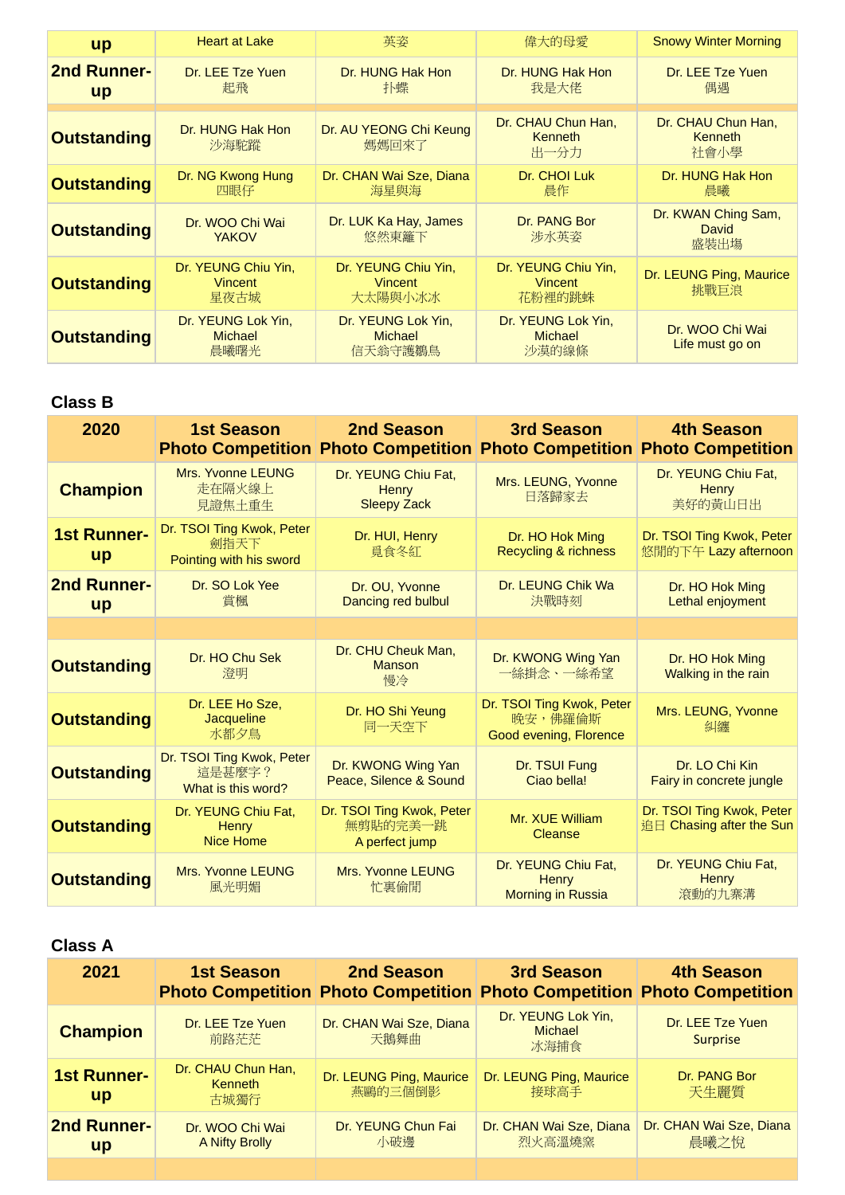| up | Heart at Lake | 英姿 | 偉大的母愛 | Snowy Winter Morning |
|---|---|---|---|---|
| 2nd Runner-up | Dr. LEE Tze Yuen 起飛 | Dr. HUNG Hak Hon 扑蝶 | Dr. HUNG Hak Hon 我是大佬 | Dr. LEE Tze Yuen 偶遇 |
| | | | | |
| Outstanding | Dr. HUNG Hak Hon 沙海駝蹤 | Dr. AU YEONG Chi Keung 媽媽回來了 | Dr. CHAU Chun Han, Kenneth 出一分力 | Dr. CHAU Chun Han, Kenneth 社會小學 |
| Outstanding | Dr. NG Kwong Hung 四眼仔 | Dr. CHAN Wai Sze, Diana 海星與海 | Dr. CHOI Luk 晨作 | Dr. HUNG Hak Hon 晨曦 |
| Outstanding | Dr. WOO Chi Wai YAKOV | Dr. LUK Ka Hay, James 悠然東籬下 | Dr. PANG Bor 涉水英姿 | Dr. KWAN Ching Sam, David 盛裝出場 |
| Outstanding | Dr. YEUNG Chiu Yin, Vincent 星夜古城 | Dr. YEUNG Chiu Yin, Vincent 大太陽與小冰冰 | Dr. YEUNG Chiu Yin, Vincent 花粉裡的跳蛛 | Dr. LEUNG Ping, Maurice 挑戰巨浪 |
| Outstanding | Dr. YEUNG Lok Yin, Michael 晨曦曙光 | Dr. YEUNG Lok Yin, Michael 信天翁守護鶵鳥 | Dr. YEUNG Lok Yin, Michael 沙漠的線條 | Dr. WOO Chi Wai Life must go on |

## Class B

| 2020 | 1st Season Photo Competition | 2nd Season Photo Competition | 3rd Season Photo Competition | 4th Season Photo Competition |
|---|---|---|---|---|
| Champion | Mrs. Yvonne LEUNG 走在隔火線上 見證焦土重生 | Dr. YEUNG Chiu Fat, Henry Sleepy Zack | Mrs. LEUNG, Yvonne 日落歸家去 | Dr. YEUNG Chiu Fat, Henry 美好的黃山日出 |
| 1st Runner-up | Dr. TSOI Ting Kwok, Peter 劍指天下 Pointing with his sword | Dr. HUI, Henry 覓食冬紅 | Dr. HO Hok Ming Recycling & richness | Dr. TSOI Ting Kwok, Peter 悠閒的下午 Lazy afternoon |
| 2nd Runner-up | Dr. SO Lok Yee 賞楓 | Dr. OU, Yvonne Dancing red bulbul | Dr. LEUNG Chik Wa 決戰時刻 | Dr. HO Hok Ming Lethal enjoyment |
| | | | | |
| Outstanding | Dr. HO Chu Sek 澄明 | Dr. CHU Cheuk Man, Manson 慢冷 | Dr. KWONG Wing Yan 一絲掛念、一絲希望 | Dr. HO Hok Ming Walking in the rain |
| Outstanding | Dr. LEE Ho Sze, Jacqueline 水都夕鳥 | Dr. HO Shi Yeung 同一天空下 | Dr. TSOI Ting Kwok, Peter 晚安，佛羅倫斯 Good evening, Florence | Mrs. LEUNG, Yvonne 糾纏 |
| Outstanding | Dr. TSOI Ting Kwok, Peter 這是甚麼字？ What is this word? | Dr. KWONG Wing Yan Peace, Silence & Sound | Dr. TSUI Fung Ciao bella! | Dr. LO Chi Kin Fairy in concrete jungle |
| Outstanding | Dr. YEUNG Chiu Fat, Henry Nice Home | Dr. TSOI Ting Kwok, Peter 無剪貼的完美一跳 A perfect jump | Mr. XUE William Cleanse | Dr. TSOI Ting Kwok, Peter 追日 Chasing after the Sun |
| Outstanding | Mrs. Yvonne LEUNG 風光明媚 | Mrs. Yvonne LEUNG 忙裏偷閒 | Dr. YEUNG Chiu Fat, Henry Morning in Russia | Dr. YEUNG Chiu Fat, Henry 滾動的九寨溝 |

## Class A

| 2021 | 1st Season Photo Competition | 2nd Season Photo Competition | 3rd Season Photo Competition | 4th Season Photo Competition |
|---|---|---|---|---|
| Champion | Dr. LEE Tze Yuen 前路茫茫 | Dr. CHAN Wai Sze, Diana 天鵝舞曲 | Dr. YEUNG Lok Yin, Michael 冰海捕食 | Dr. LEE Tze Yuen Surprise |
| 1st Runner-up | Dr. CHAU Chun Han, Kenneth 古城獨行 | Dr. LEUNG Ping, Maurice 燕鷗的三個倒影 | Dr. LEUNG Ping, Maurice 接球高手 | Dr. PANG Bor 天生麗質 |
| 2nd Runner-up | Dr. WOO Chi Wai A Nifty Brolly | Dr. YEUNG Chun Fai 小破邊 | Dr. CHAN Wai Sze, Diana 烈火高溫燒窯 | Dr. CHAN Wai Sze, Diana 晨曦之悅 |
| | | | | |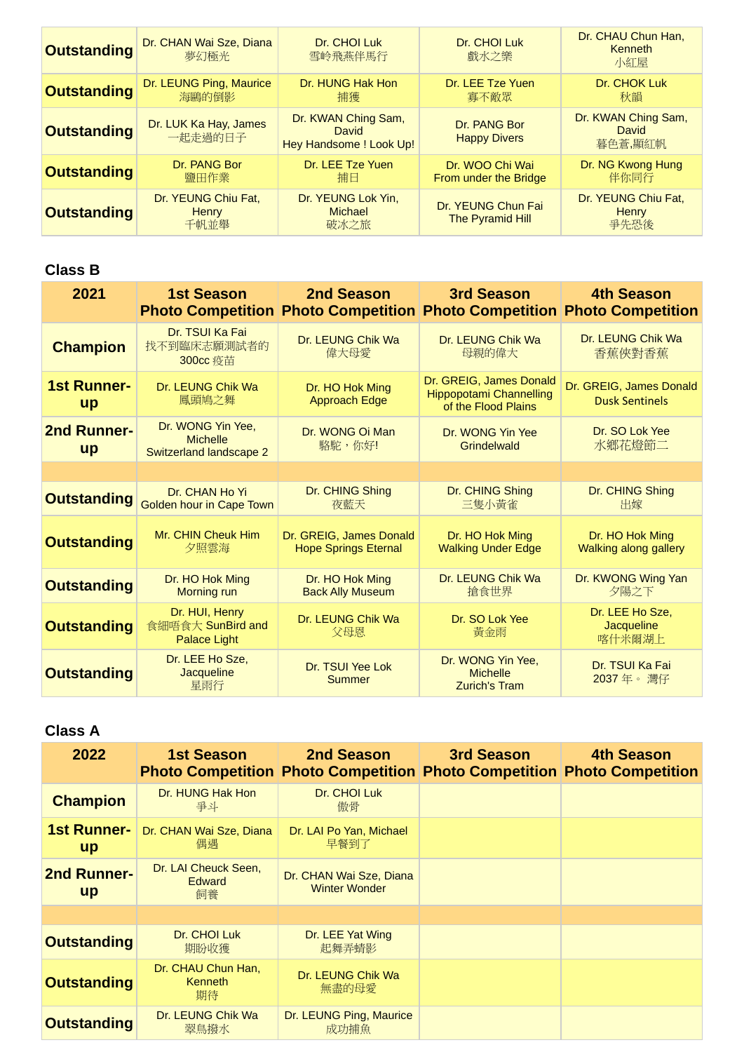| | | | | |
|---|---|---|---|---|
| Outstanding | Dr. CHAN Wai Sze, Diana 夢幻極光 | Dr. CHOI Luk 雪嶺飛燕伴馬行 | Dr. CHOI Luk 戲水之樂 | Dr. CHAU Chun Han, Kenneth 小紅屋 |
| Outstanding | Dr. LEUNG Ping, Maurice 海鷗的倒影 | Dr. HUNG Hak Hon 捕獲 | Dr. LEE Tze Yuen 寡不敵眾 | Dr. CHOK Luk 秋韻 |
| Outstanding | Dr. LUK Ka Hay, James 一起走過的日子 | Dr. KWAN Ching Sam, David Hey Handsome ! Look Up! | Dr. PANG Bor Happy Divers | Dr. KWAN Ching Sam, David 暮色蒼,顯紅帆 |
| Outstanding | Dr. PANG Bor 鹽田作業 | Dr. LEE Tze Yuen 捕日 | Dr. WOO Chi Wai From under the Bridge | Dr. NG Kwong Hung 伴你同行 |
| Outstanding | Dr. YEUNG Chiu Fat, Henry 千帆並舉 | Dr. YEUNG Lok Yin, Michael 破冰之旅 | Dr. YEUNG Chun Fai The Pyramid Hill | Dr. YEUNG Chiu Fat, Henry 爭先恐後 |

### Class B

| 2021 | 1st Season Photo Competition | 2nd Season Photo Competition | 3rd Season Photo Competition | 4th Season Photo Competition |
|---|---|---|---|---|
| Champion | Dr. TSUI Ka Fai 找不到臨床志願測試者的 300cc 疫苗 | Dr. LEUNG Chik Wa 偉大母愛 | Dr. LEUNG Chik Wa 母親的偉大 | Dr. LEUNG Chik Wa 香蕉俠對香蕉 |
| 1st Runner-up | Dr. LEUNG Chik Wa 鳳頭鳩之舞 | Dr. HO Hok Ming Approach Edge | Dr. GREIG, James Donald Hippopotami Channelling of the Flood Plains | Dr. GREIG, James Donald Dusk Sentinels |
| 2nd Runner-up | Dr. WONG Yin Yee, Michelle Switzerland landscape 2 | Dr. WONG Oi Man 駱駝，你好! | Dr. WONG Yin Yee Grindelwald | Dr. SO Lok Yee 水鄉花燈節二 |
| | | | | |
| Outstanding | Dr. CHAN Ho Yi Golden hour in Cape Town | Dr. CHING Shing 夜藍天 | Dr. CHING Shing 三隻小黃雀 | Dr. CHING Shing 出嫁 |
| Outstanding | Mr. CHIN Cheuk Him 夕照雲海 | Dr. GREIG, James Donald Hope Springs Eternal | Dr. HO Hok Ming Walking Under Edge | Dr. HO Hok Ming Walking along gallery |
| Outstanding | Dr. HO Hok Ming Morning run | Dr. HO Hok Ming Back Ally Museum | Dr. LEUNG Chik Wa 搶食世界 | Dr. KWONG Wing Yan 夕陽之下 |
| Outstanding | Dr. HUI, Henry 食細唔食大 SunBird and Palace Light | Dr. LEUNG Chik Wa 父母恩 | Dr. SO Lok Yee 黃金雨 | Dr. LEE Ho Sze, Jacqueline 喀什米爾湖上 |
| Outstanding | Dr. LEE Ho Sze, Jacqueline 星雨行 | Dr. TSUI Yee Lok Summer | Dr. WONG Yin Yee, Michelle Zurich's Tram | Dr. TSUI Ka Fai 2037 年。 灣仔 |

### Class A

| 2022 | 1st Season Photo Competition | 2nd Season Photo Competition | 3rd Season Photo Competition | 4th Season Photo Competition |
|---|---|---|---|---|
| Champion | Dr. HUNG Hak Hon 爭斗 | Dr. CHOI Luk 傲骨 | | |
| 1st Runner-up | Dr. CHAN Wai Sze, Diana 偶遇 | Dr. LAI Po Yan, Michael 早餐到了 | | |
| 2nd Runner-up | Dr. LAI Cheuck Seen, Edward 飼養 | Dr. CHAN Wai Sze, Diana Winter Wonder | | |
| | | | | |
| Outstanding | Dr. CHOI Luk 期盼收獲 | Dr. LEE Yat Wing 起舞弄蜻影 | | |
| Outstanding | Dr. CHAU Chun Han, Kenneth 期待 | Dr. LEUNG Chik Wa 無盡的母愛 | | |
| Outstanding | Dr. LEUNG Chik Wa 翠鳥撥水 | Dr. LEUNG Ping, Maurice 成功捕魚 | | |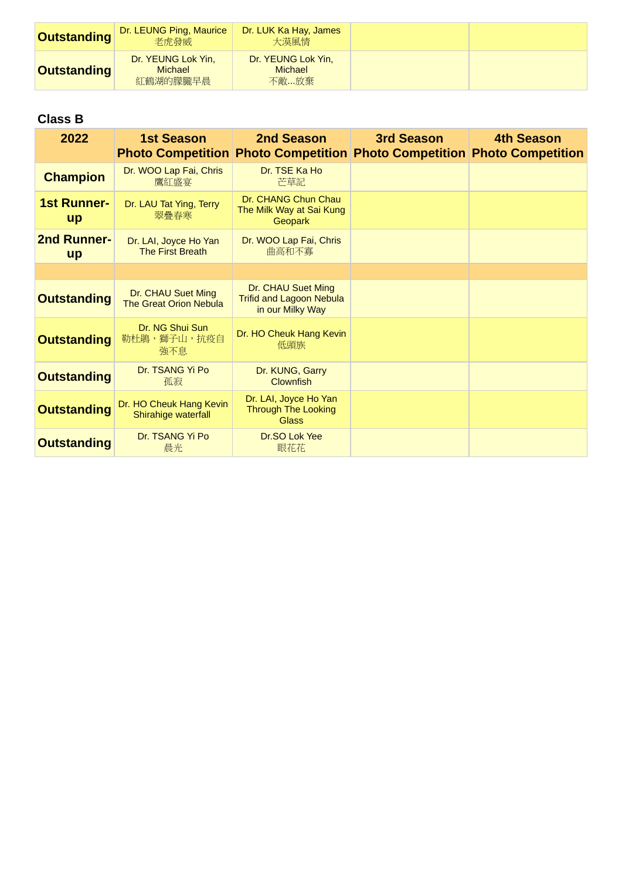| | | | | |
|---|---|---|---|---|
| **Outstanding** | Dr. LEUNG Ping, Maurice<br>老虎發威 | Dr. LUK Ka Hay, James<br>大漠風情 | | |
| **Outstanding** | Dr. YEUNG Lok Yin, Michael<br>紅鶴湖的朦朧早晨 | Dr. YEUNG Lok Yin, Michael<br>不敵...放棄 | | |

### Class B

| 2022 | 1st Season Photo Competition | 2nd Season Photo Competition | 3rd Season Photo Competition | 4th Season Photo Competition |
|---|---|---|---|---|
| **Champion** | Dr. WOO Lap Fai, Chris<br>鷹紅盛宴 | Dr. TSE Ka Ho<br>芒草記 | | |
| **1st Runner-up** | Dr. LAU Tat Ying, Terry<br>翠疊春寒 | Dr. CHANG Chun Chau<br>The Milk Way at Sai Kung Geopark | | |
| **2nd Runner-up** | Dr. LAI, Joyce Ho Yan<br>The First Breath | Dr. WOO Lap Fai, Chris<br>曲高和不寡 | | |
| | | | | |
| **Outstanding** | Dr. CHAU Suet Ming<br>The Great Orion Nebula | Dr. CHAU Suet Ming<br>Trifid and Lagoon Nebula in our Milky Way | | |
| **Outstanding** | Dr. NG Shui Sun<br>勒杜鵑，獅子山，抗疫自強不息 | Dr. HO Cheuk Hang Kevin<br>低頭族 | | |
| **Outstanding** | Dr. TSANG Yi Po<br>孤寂 | Dr. KUNG, Garry<br>Clownfish | | |
| **Outstanding** | Dr. HO Cheuk Hang Kevin<br>Shirahige waterfall | Dr. LAI, Joyce Ho Yan<br>Through The Looking Glass | | |
| **Outstanding** | Dr. TSANG Yi Po<br>晨光 | Dr.SO Lok Yee<br>眼花花 | | |